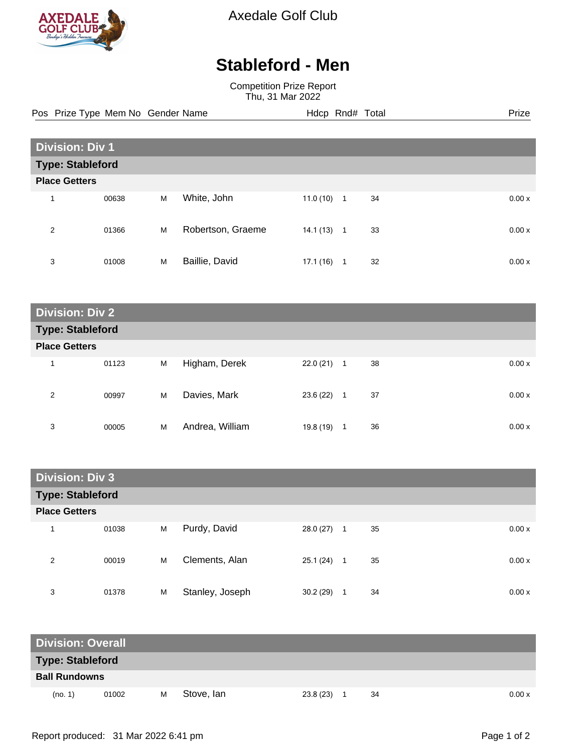Axedale Golf Club

# Stableford - Men

Competition Prize Report
Thu, 31 Mar 2022

## Division: Div 1

### Type: Stableford

**Place Getters**

| Pos | Prize Type | Mem No | Gender | Name | Hdcp | Rnd# | Total | Prize |
|---|---|---|---|---|---|---|---|---|
| 1 | | 00638 | M | White, John | 11.0 (10) | 1 | 34 | 0.00 x |
| 2 | | 01366 | M | Robertson, Graeme | 14.1 (13) | 1 | 33 | 0.00 x |
| 3 | | 01008 | M | Baillie, David | 17.1 (16) | 1 | 32 | 0.00 x |

## Division: Div 2

### Type: Stableford

**Place Getters**

| Pos | Prize Type | Mem No | Gender | Name | Hdcp | Rnd# | Total | Prize |
|---|---|---|---|---|---|---|---|---|
| 1 | | 01123 | M | Higham, Derek | 22.0 (21) | 1 | 38 | 0.00 x |
| 2 | | 00997 | M | Davies, Mark | 23.6 (22) | 1 | 37 | 0.00 x |
| 3 | | 00005 | M | Andrea, William | 19.8 (19) | 1 | 36 | 0.00 x |

## Division: Div 3

### Type: Stableford

**Place Getters**

| Pos | Prize Type | Mem No | Gender | Name | Hdcp | Rnd# | Total | Prize |
|---|---|---|---|---|---|---|---|---|
| 1 | | 01038 | M | Purdy, David | 28.0 (27) | 1 | 35 | 0.00 x |
| 2 | | 00019 | M | Clements, Alan | 25.1 (24) | 1 | 35 | 0.00 x |
| 3 | | 01378 | M | Stanley, Joseph | 30.2 (29) | 1 | 34 | 0.00 x |

## Division: Overall

### Type: Stableford

**Ball Rundowns**

| Pos | Prize Type | Mem No | Gender | Name | Hdcp | Rnd# | Total | Prize |
|---|---|---|---|---|---|---|---|---|
| (no. 1) | | 01002 | M | Stove, Ian | 23.8 (23) | 1 | 34 | 0.00 x |

Report produced: 31 Mar 2022 6:41 pm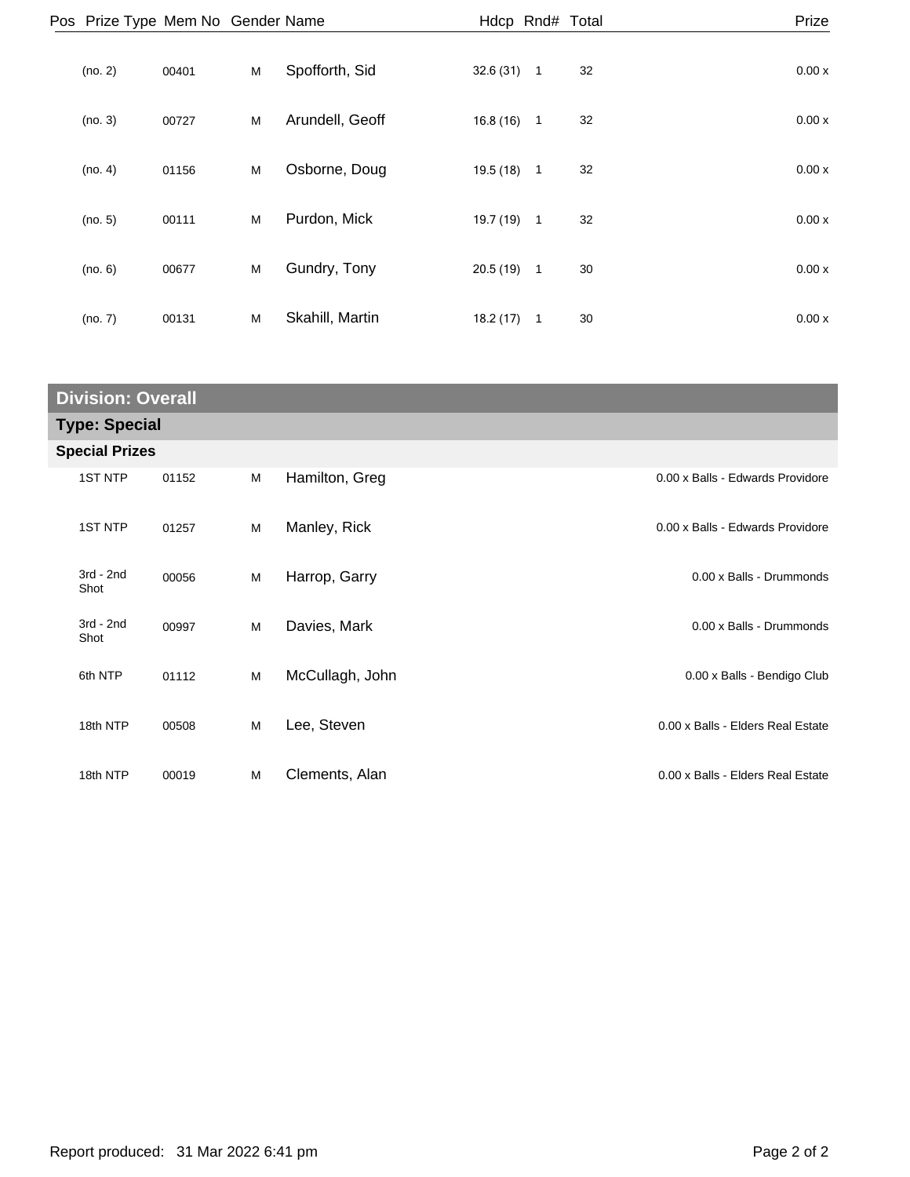| Pos | Prize Type | Mem No | Gender | Name | Hdcp | Rnd# | Total | Prize |
|---|---|---|---|---|---|---|---|---|
| | (no. 2) | 00401 | M | Spofforth, Sid | 32.6 (31) | 1 | 32 | 0.00 x |
| | (no. 3) | 00727 | M | Arundell, Geoff | 16.8 (16) | 1 | 32 | 0.00 x |
| | (no. 4) | 01156 | M | Osborne, Doug | 19.5 (18) | 1 | 32 | 0.00 x |
| | (no. 5) | 00111 | M | Purdon, Mick | 19.7 (19) | 1 | 32 | 0.00 x |
| | (no. 6) | 00677 | M | Gundry, Tony | 20.5 (19) | 1 | 30 | 0.00 x |
| | (no. 7) | 00131 | M | Skahill, Martin | 18.2 (17) | 1 | 30 | 0.00 x |

## Division: Overall

### Type: Special

#### Special Prizes

| | | | | |
|---|---|---|---|---|
| 1ST NTP | 01152 | M | Hamilton, Greg | 0.00 x Balls - Edwards Providore |
| 1ST NTP | 01257 | M | Manley, Rick | 0.00 x Balls - Edwards Providore |
| 3rd - 2nd Shot | 00056 | M | Harrop, Garry | 0.00 x Balls - Drummonds |
| 3rd - 2nd Shot | 00997 | M | Davies, Mark | 0.00 x Balls - Drummonds |
| 6th NTP | 01112 | M | McCullagh, John | 0.00 x Balls - Bendigo Club |
| 18th NTP | 00508 | M | Lee, Steven | 0.00 x Balls - Elders Real Estate |
| 18th NTP | 00019 | M | Clements, Alan | 0.00 x Balls - Elders Real Estate |

Report produced: 31 Mar 2022 6:41 pm